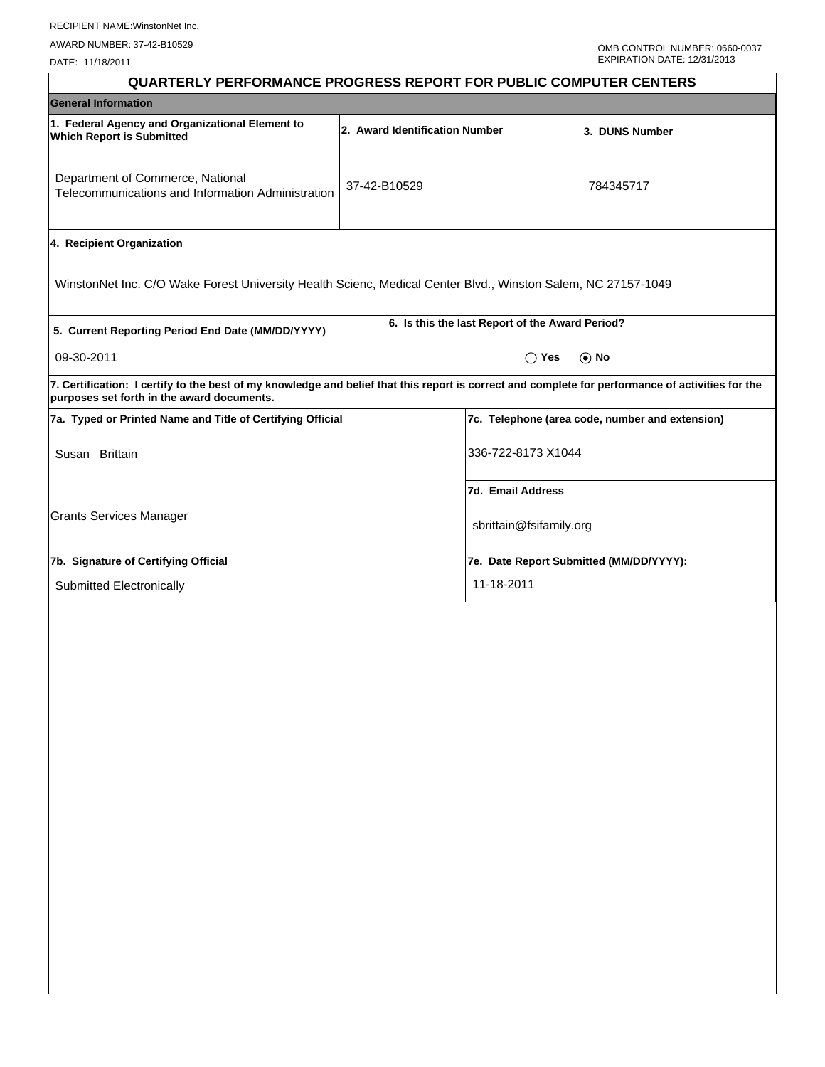RECIPIENT NAME:WinstonNet Inc.

AWARD NUMBER: 37-42-B10529

DATE: 11/18/2011

OMB CONTROL NUMBER: 0660-0037
EXPIRATION DATE: 12/31/2013

# QUARTERLY PERFORMANCE PROGRESS REPORT FOR PUBLIC COMPUTER CENTERS

## General Information

| 1. Federal Agency and Organizational Element to Which Report is Submitted | 2. Award Identification Number | 3. DUNS Number |
|---|---|---|
| Department of Commerce, National Telecommunications and Information Administration | 37-42-B10529 | 784345717 |

**4. Recipient Organization**

WinstonNet Inc. C/O Wake Forest University Health Scienc, Medical Center Blvd., Winston Salem, NC 27157-1049

| 5. Current Reporting Period End Date (MM/DD/YYYY) | 6. Is this the last Report of the Award Period? |
|---|---|
| 09-30-2011 | ◯ Yes ⦿ No |

**7. Certification: I certify to the best of my knowledge and belief that this report is correct and complete for performance of activities for the purposes set forth in the award documents.**

| 7a. Typed or Printed Name and Title of Certifying Official | 7c. Telephone (area code, number and extension) |
|---|---|
| Susan Brittain | 336-722-8173 X1044 |
| | **7d. Email Address** |
| Grants Services Manager | sbrittain@fsifamily.org |
| **7b. Signature of Certifying Official** | **7e. Date Report Submitted (MM/DD/YYYY):** |
| Submitted Electronically | 11-18-2011 |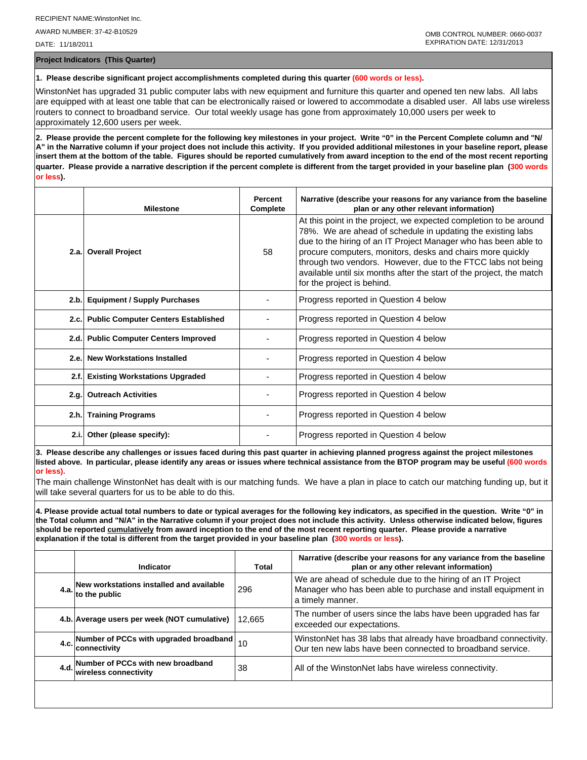RECIPIENT NAME:WinstonNet Inc.

AWARD NUMBER: 37-42-B10529

DATE: 11/18/2011

OMB CONTROL NUMBER: 0660-0037
EXPIRATION DATE: 12/31/2013

## Project Indicators (This Quarter)

**1. Please describe significant project accomplishments completed during this quarter (600 words or less).**

WinstonNet has upgraded 31 public computer labs with new equipment and furniture this quarter and opened ten new labs. All labs are equipped with at least one table that can be electronically raised or lowered to accommodate a disabled user. All labs use wireless routers to connect to broadband service. Our total weekly usage has gone from approximately 10,000 users per week to approximately 12,600 users per week.

**2. Please provide the percent complete for the following key milestones in your project. Write "0" in the Percent Complete column and "N/A" in the Narrative column if your project does not include this activity. If you provided additional milestones in your baseline report, please insert them at the bottom of the table. Figures should be reported cumulatively from award inception to the end of the most recent reporting quarter. Please provide a narrative description if the percent complete is different from the target provided in your baseline plan (300 words or less).**

| | Milestone | Percent Complete | Narrative (describe your reasons for any variance from the baseline plan or any other relevant information) |
|---|---|---|---|
| 2.a. | Overall Project | 58 | At this point in the project, we expected completion to be around 78%. We are ahead of schedule in updating the existing labs due to the hiring of an IT Project Manager who has been able to procure computers, monitors, desks and chairs more quickly through two vendors. However, due to the FTCC labs not being available until six months after the start of the project, the match for the project is behind. |
| 2.b. | Equipment / Supply Purchases | - | Progress reported in Question 4 below |
| 2.c. | Public Computer Centers Established | - | Progress reported in Question 4 below |
| 2.d. | Public Computer Centers Improved | - | Progress reported in Question 4 below |
| 2.e. | New Workstations Installed | - | Progress reported in Question 4 below |
| 2.f. | Existing Workstations Upgraded | - | Progress reported in Question 4 below |
| 2.g. | Outreach Activities | - | Progress reported in Question 4 below |
| 2.h. | Training Programs | - | Progress reported in Question 4 below |
| 2.i. | Other (please specify): | - | Progress reported in Question 4 below |

**3. Please describe any challenges or issues faced during this past quarter in achieving planned progress against the project milestones listed above. In particular, please identify any areas or issues where technical assistance from the BTOP program may be useful (600 words or less).**

The main challenge WinstonNet has dealt with is our matching funds. We have a plan in place to catch our matching funding up, but it will take several quarters for us to be able to do this.

**4. Please provide actual total numbers to date or typical averages for the following key indicators, as specified in the question. Write "0" in the Total column and "N/A" in the Narrative column if your project does not include this activity. Unless otherwise indicated below, figures should be reported cumulatively from award inception to the end of the most recent reporting quarter. Please provide a narrative explanation if the total is different from the target provided in your baseline plan (300 words or less).**

| | Indicator | Total | Narrative (describe your reasons for any variance from the baseline plan or any other relevant information) |
|---|---|---|---|
| 4.a. | New workstations installed and available to the public | 296 | We are ahead of schedule due to the hiring of an IT Project Manager who has been able to purchase and install equipment in a timely manner. |
| 4.b. | Average users per week (NOT cumulative) | 12,665 | The number of users since the labs have been upgraded has far exceeded our expectations. |
| 4.c. | Number of PCCs with upgraded broadband connectivity | 10 | WinstonNet has 38 labs that already have broadband connectivity. Our ten new labs have been connected to broadband service. |
| 4.d. | Number of PCCs with new broadband wireless connectivity | 38 | All of the WinstonNet labs have wireless connectivity. |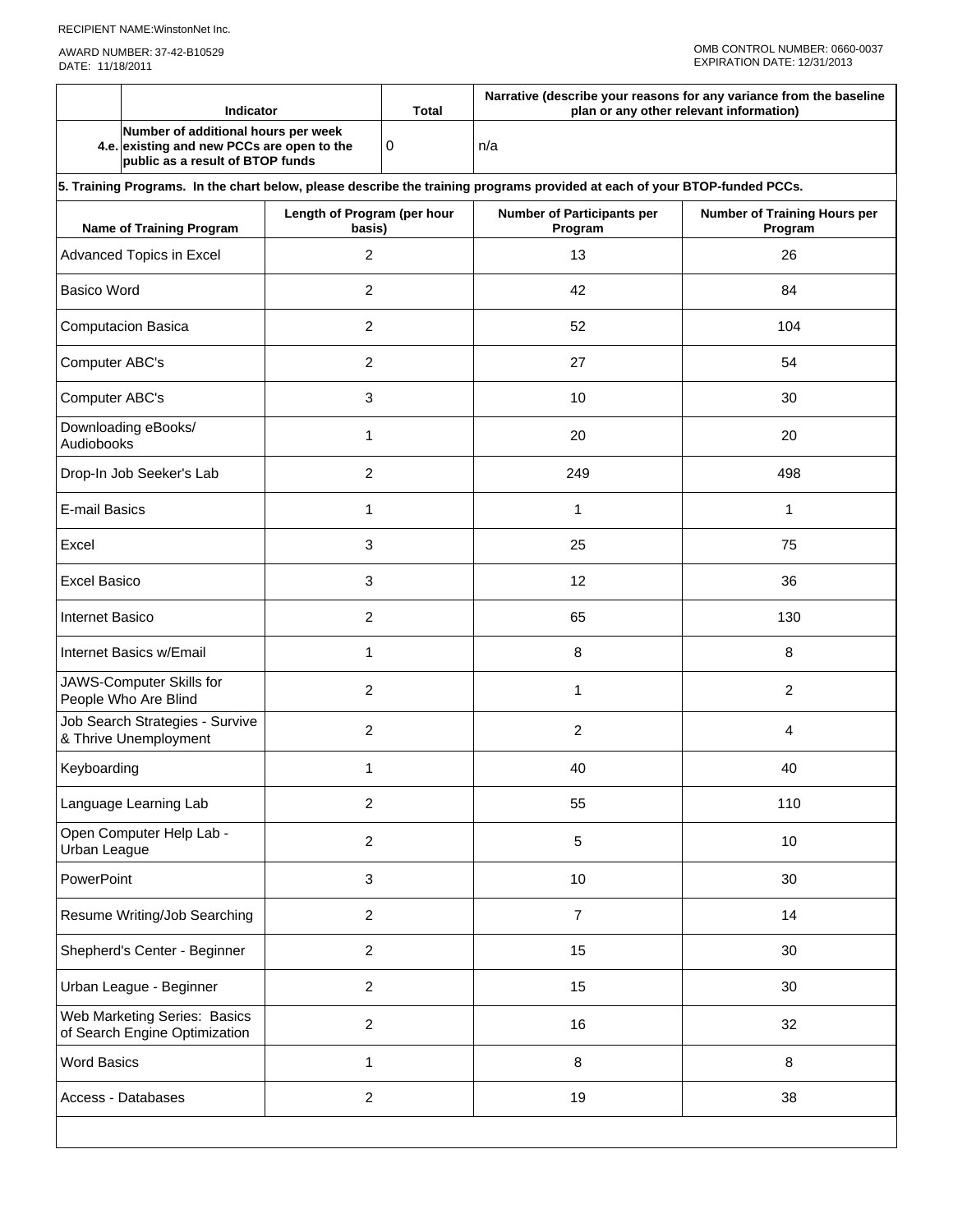RECIPIENT NAME:WinstonNet Inc.

AWARD NUMBER: 37-42-B10529
DATE: 11/18/2011

OMB CONTROL NUMBER: 0660-0037
EXPIRATION DATE: 12/31/2013

| | Indicator | Total | Narrative (describe your reasons for any variance from the baseline plan or any other relevant information) |
|---|---|---|---|
| 4.e. | Number of additional hours per week existing and new PCCs are open to the public as a result of BTOP funds | 0 | n/a |

**5. Training Programs. In the chart below, please describe the training programs provided at each of your BTOP-funded PCCs.**

| Name of Training Program | Length of Program (per hour basis) | Number of Participants per Program | Number of Training Hours per Program |
|---|---|---|---|
| Advanced Topics in Excel | 2 | 13 | 26 |
| Basico Word | 2 | 42 | 84 |
| Computacion Basica | 2 | 52 | 104 |
| Computer ABC's | 2 | 27 | 54 |
| Computer ABC's | 3 | 10 | 30 |
| Downloading eBooks/ Audiobooks | 1 | 20 | 20 |
| Drop-In Job Seeker's Lab | 2 | 249 | 498 |
| E-mail Basics | 1 | 1 | 1 |
| Excel | 3 | 25 | 75 |
| Excel Basico | 3 | 12 | 36 |
| Internet Basico | 2 | 65 | 130 |
| Internet Basics w/Email | 1 | 8 | 8 |
| JAWS-Computer Skills for People Who Are Blind | 2 | 1 | 2 |
| Job Search Strategies - Survive & Thrive Unemployment | 2 | 2 | 4 |
| Keyboarding | 1 | 40 | 40 |
| Language Learning Lab | 2 | 55 | 110 |
| Open Computer Help Lab - Urban League | 2 | 5 | 10 |
| PowerPoint | 3 | 10 | 30 |
| Resume Writing/Job Searching | 2 | 7 | 14 |
| Shepherd's Center - Beginner | 2 | 15 | 30 |
| Urban League - Beginner | 2 | 15 | 30 |
| Web Marketing Series: Basics of Search Engine Optimization | 2 | 16 | 32 |
| Word Basics | 1 | 8 | 8 |
| Access - Databases | 2 | 19 | 38 |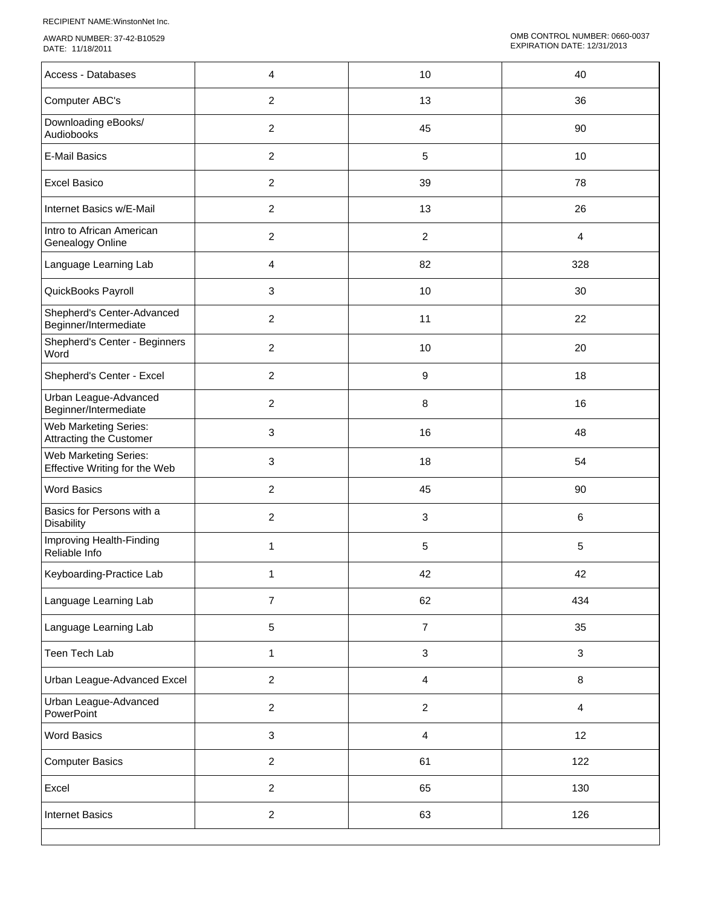RECIPIENT NAME:WinstonNet Inc.

AWARD NUMBER: 37-42-B10529
DATE: 11/18/2011

OMB CONTROL NUMBER: 0660-0037
EXPIRATION DATE: 12/31/2013

| | | | |
|---|---|---|---|
| Access - Databases | 4 | 10 | 40 |
| Computer ABC's | 2 | 13 | 36 |
| Downloading eBooks/ Audiobooks | 2 | 45 | 90 |
| E-Mail Basics | 2 | 5 | 10 |
| Excel Basico | 2 | 39 | 78 |
| Internet Basics w/E-Mail | 2 | 13 | 26 |
| Intro to African American Genealogy Online | 2 | 2 | 4 |
| Language Learning Lab | 4 | 82 | 328 |
| QuickBooks Payroll | 3 | 10 | 30 |
| Shepherd's Center-Advanced Beginner/Intermediate | 2 | 11 | 22 |
| Shepherd's Center - Beginners Word | 2 | 10 | 20 |
| Shepherd's Center - Excel | 2 | 9 | 18 |
| Urban League-Advanced Beginner/Intermediate | 2 | 8 | 16 |
| Web Marketing Series: Attracting the Customer | 3 | 16 | 48 |
| Web Marketing Series: Effective Writing for the Web | 3 | 18 | 54 |
| Word Basics | 2 | 45 | 90 |
| Basics for Persons with a Disability | 2 | 3 | 6 |
| Improving Health-Finding Reliable Info | 1 | 5 | 5 |
| Keyboarding-Practice Lab | 1 | 42 | 42 |
| Language Learning Lab | 7 | 62 | 434 |
| Language Learning Lab | 5 | 7 | 35 |
| Teen Tech Lab | 1 | 3 | 3 |
| Urban League-Advanced Excel | 2 | 4 | 8 |
| Urban League-Advanced PowerPoint | 2 | 2 | 4 |
| Word Basics | 3 | 4 | 12 |
| Computer Basics | 2 | 61 | 122 |
| Excel | 2 | 65 | 130 |
| Internet Basics | 2 | 63 | 126 |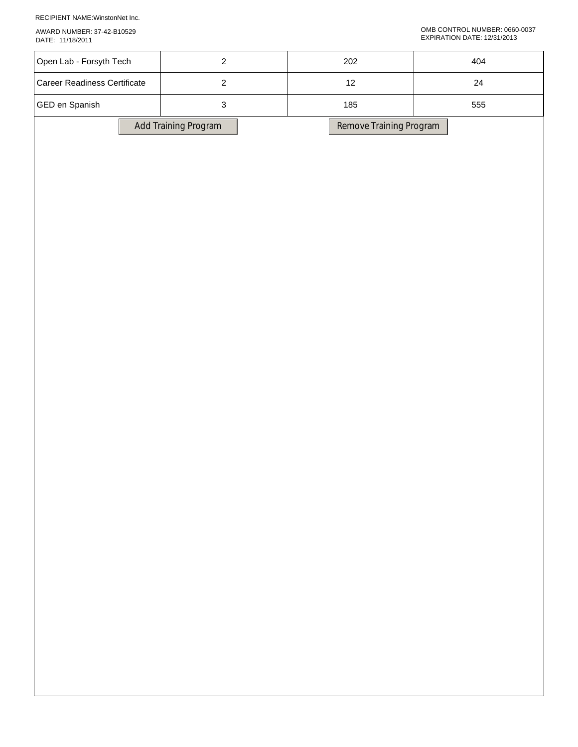RECIPIENT NAME:WinstonNet Inc.

AWARD NUMBER: 37-42-B10529
DATE: 11/18/2011

OMB CONTROL NUMBER: 0660-0037
EXPIRATION DATE: 12/31/2013

| | | | |
|---|---|---|---|
| Open Lab - Forsyth Tech | 2 | 202 | 404 |
| Career Readiness Certificate | 2 | 12 | 24 |
| GED en Spanish | 3 | 185 | 555 |

Add Training Program    Remove Training Program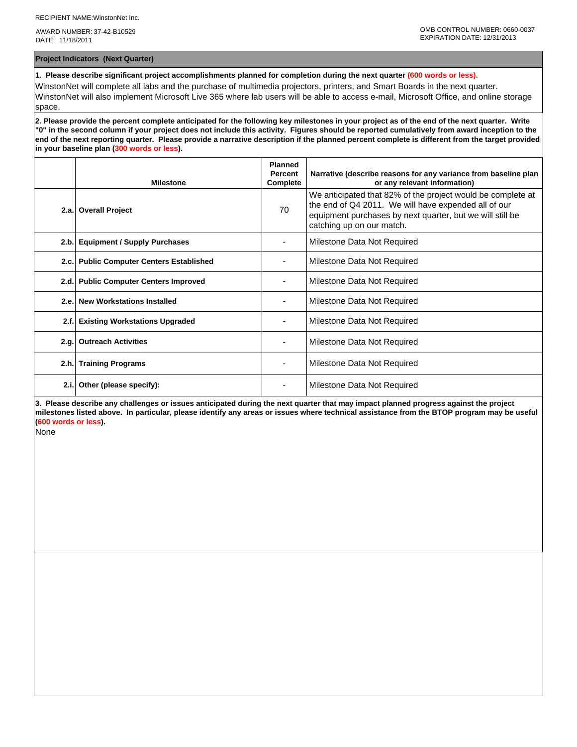RECIPIENT NAME:WinstonNet Inc.

AWARD NUMBER: 37-42-B10529
DATE: 11/18/2011

OMB CONTROL NUMBER: 0660-0037
EXPIRATION DATE: 12/31/2013

## Project Indicators (Next Quarter)

**1. Please describe significant project accomplishments planned for completion during the next quarter (600 words or less).**

WinstonNet will complete all labs and the purchase of multimedia projectors, printers, and Smart Boards in the next quarter. WinstonNet will also implement Microsoft Live 365 where lab users will be able to access e-mail, Microsoft Office, and online storage space.

**2. Please provide the percent complete anticipated for the following key milestones in your project as of the end of the next quarter. Write "0" in the second column if your project does not include this activity. Figures should be reported cumulatively from award inception to the end of the next reporting quarter. Please provide a narrative description if the planned percent complete is different from the target provided in your baseline plan (300 words or less).**

| | Milestone | Planned Percent Complete | Narrative (describe reasons for any variance from baseline plan or any relevant information) |
|---|---|---|---|
| 2.a. | Overall Project | 70 | We anticipated that 82% of the project would be complete at the end of Q4 2011. We will have expended all of our equipment purchases by next quarter, but we will still be catching up on our match. |
| 2.b. | Equipment / Supply Purchases | - | Milestone Data Not Required |
| 2.c. | Public Computer Centers Established | - | Milestone Data Not Required |
| 2.d. | Public Computer Centers Improved | - | Milestone Data Not Required |
| 2.e. | New Workstations Installed | - | Milestone Data Not Required |
| 2.f. | Existing Workstations Upgraded | - | Milestone Data Not Required |
| 2.g. | Outreach Activities | - | Milestone Data Not Required |
| 2.h. | Training Programs | - | Milestone Data Not Required |
| 2.i. | Other (please specify): | - | Milestone Data Not Required |

**3. Please describe any challenges or issues anticipated during the next quarter that may impact planned progress against the project milestones listed above. In particular, please identify any areas or issues where technical assistance from the BTOP program may be useful (600 words or less).**

None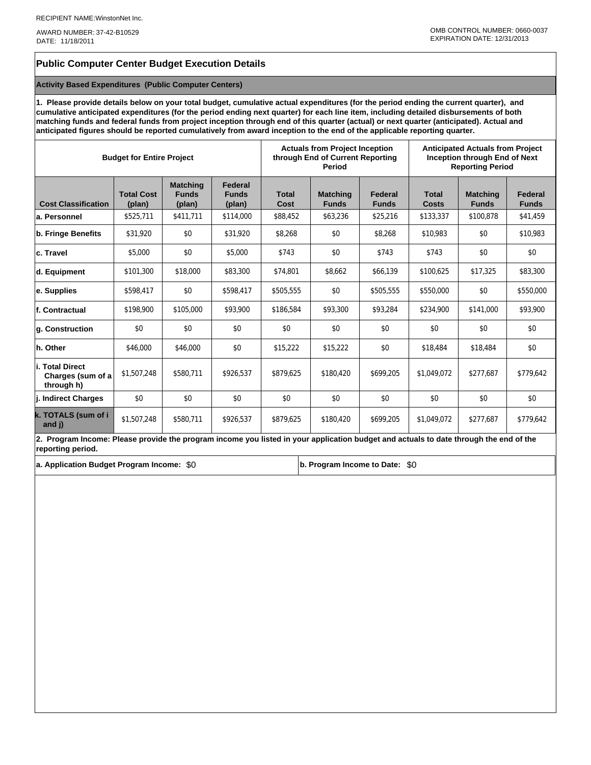RECIPIENT NAME:WinstonNet Inc.

AWARD NUMBER: 37-42-B10529
DATE: 11/18/2011

OMB CONTROL NUMBER: 0660-0037
EXPIRATION DATE: 12/31/2013

## Public Computer Center Budget Execution Details

**Activity Based Expenditures (Public Computer Centers)**

**1. Please provide details below on your total budget, cumulative actual expenditures (for the period ending the current quarter), and cumulative anticipated expenditures (for the period ending next quarter) for each line item, including detailed disbursements of both matching funds and federal funds from project inception through end of this quarter (actual) or next quarter (anticipated). Actual and anticipated figures should be reported cumulatively from award inception to the end of the applicable reporting quarter.**

| Budget for Entire Project | | | | Actuals from Project Inception through End of Current Reporting Period | | | Anticipated Actuals from Project Inception through End of Next Reporting Period | | |
|---|---|---|---|---|---|---|---|---|---|
| Cost Classification | Total Cost (plan) | Matching Funds (plan) | Federal Funds (plan) | Total Cost | Matching Funds | Federal Funds | Total Costs | Matching Funds | Federal Funds |
| a. Personnel | $525,711 | $411,711 | $114,000 | $88,452 | $63,236 | $25,216 | $133,337 | $100,878 | $41,459 |
| b. Fringe Benefits | $31,920 | $0 | $31,920 | $8,268 | $0 | $8,268 | $10,983 | $0 | $10,983 |
| c. Travel | $5,000 | $0 | $5,000 | $743 | $0 | $743 | $743 | $0 | $0 |
| d. Equipment | $101,300 | $18,000 | $83,300 | $74,801 | $8,662 | $66,139 | $100,625 | $17,325 | $83,300 |
| e. Supplies | $598,417 | $0 | $598,417 | $505,555 | $0 | $505,555 | $550,000 | $0 | $550,000 |
| f. Contractual | $198,900 | $105,000 | $93,900 | $186,584 | $93,300 | $93,284 | $234,900 | $141,000 | $93,900 |
| g. Construction | $0 | $0 | $0 | $0 | $0 | $0 | $0 | $0 | $0 |
| h. Other | $46,000 | $46,000 | $0 | $15,222 | $15,222 | $0 | $18,484 | $18,484 | $0 |
| i. Total Direct Charges (sum of a through h) | $1,507,248 | $580,711 | $926,537 | $879,625 | $180,420 | $699,205 | $1,049,072 | $277,687 | $779,642 |
| j. Indirect Charges | $0 | $0 | $0 | $0 | $0 | $0 | $0 | $0 | $0 |
| k. TOTALS (sum of i and j) | $1,507,248 | $580,711 | $926,537 | $879,625 | $180,420 | $699,205 | $1,049,072 | $277,687 | $779,642 |

**2. Program Income: Please provide the program income you listed in your application budget and actuals to date through the end of the reporting period.**

**a. Application Budget Program Income:** $0

**b. Program Income to Date:** $0